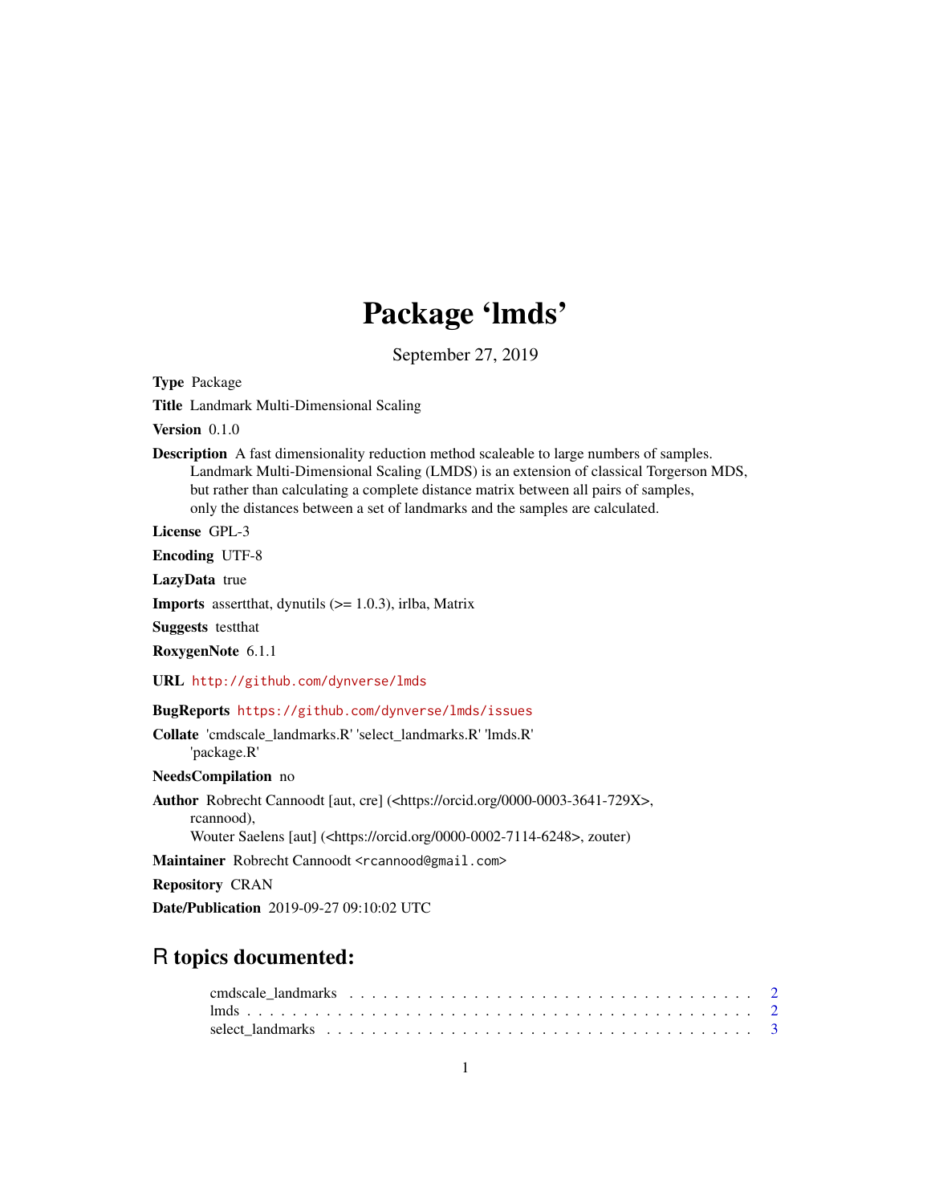# Package 'lmds'

September 27, 2019

**Type** Package

**Title** Landmark Multi-Dimensional Scaling

**Version** 0.1.0

**Description** A fast dimensionality reduction method scaleable to large numbers of samples. Landmark Multi-Dimensional Scaling (LMDS) is an extension of classical Torgerson MDS, but rather than calculating a complete distance matrix between all pairs of samples, only the distances between a set of landmarks and the samples are calculated.

**License** GPL-3

**Encoding** UTF-8

**LazyData** true

**Imports** assertthat, dynutils (>= 1.0.3), irlba, Matrix

**Suggests** testthat

**RoxygenNote** 6.1.1

**URL** http://github.com/dynverse/lmds

**BugReports** https://github.com/dynverse/lmds/issues

**Collate** 'cmdscale_landmarks.R' 'select_landmarks.R' 'lmds.R' 'package.R'

**NeedsCompilation** no

**Author** Robrecht Cannoodt [aut, cre] (<https://orcid.org/0000-0003-3641-729X>, rcannood), Wouter Saelens [aut] (<https://orcid.org/0000-0002-7114-6248>, zouter)

**Maintainer** Robrecht Cannoodt <rcannood@gmail.com>

**Repository** CRAN

**Date/Publication** 2019-09-27 09:10:02 UTC

## R topics documented:

cmdscale_landmarks . . . . . . . . . . . . . . . . . . . . . . . . . . . . . . . . . . 2
lmds . . . . . . . . . . . . . . . . . . . . . . . . . . . . . . . . . . . . . . . . . . 2
select_landmarks . . . . . . . . . . . . . . . . . . . . . . . . . . . . . . . . . . . 3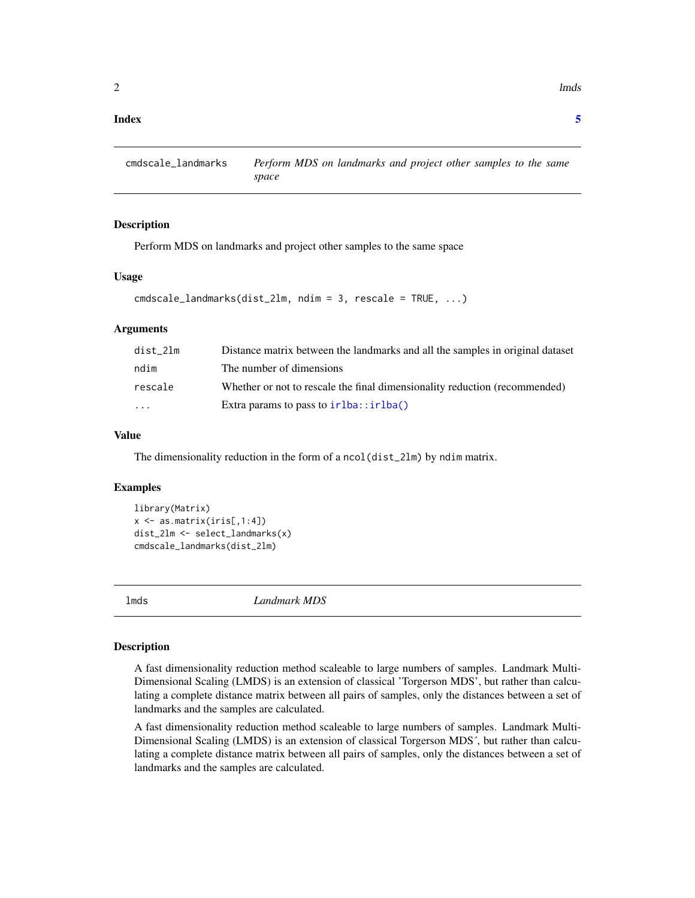**Index** **5**

## cmdscale_landmarks — *Perform MDS on landmarks and project other samples to the same space*

### Description

Perform MDS on landmarks and project other samples to the same space

### Usage

```
cmdscale_landmarks(dist_2lm, ndim = 3, rescale = TRUE, ...)
```

### Arguments

| | |
|---|---|
| dist_2lm | Distance matrix between the landmarks and all the samples in original dataset |
| ndim | The number of dimensions |
| rescale | Whether or not to rescale the final dimensionality reduction (recommended) |
| ... | Extra params to pass to irlba::irlba() |

### Value

The dimensionality reduction in the form of a `ncol(dist_2lm)` by `ndim` matrix.

### Examples

```
library(Matrix)
x <- as.matrix(iris[,1:4])
dist_2lm <- select_landmarks(x)
cmdscale_landmarks(dist_2lm)
```

## lmds — *Landmark MDS*

### Description

A fast dimensionality reduction method scaleable to large numbers of samples. Landmark Multi-Dimensional Scaling (LMDS) is an extension of classical 'Torgerson MDS', but rather than calculating a complete distance matrix between all pairs of samples, only the distances between a set of landmarks and the samples are calculated.

A fast dimensionality reduction method scaleable to large numbers of samples. Landmark Multi-Dimensional Scaling (LMDS) is an extension of classical Torgerson MDS´, but rather than calculating a complete distance matrix between all pairs of samples, only the distances between a set of landmarks and the samples are calculated.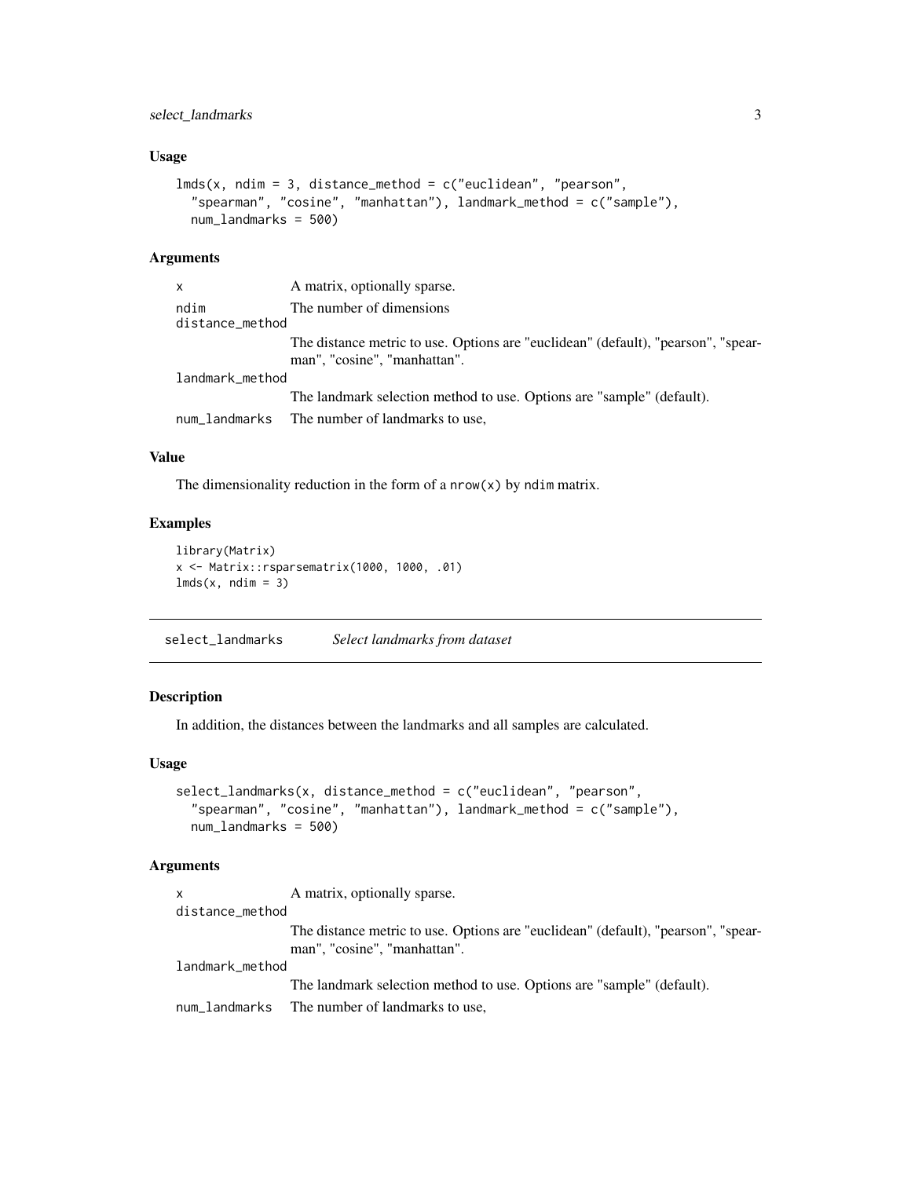### Usage

```
lmds(x, ndim = 3, distance_method = c("euclidean", "pearson",
  "spearman", "cosine", "manhattan"), landmark_method = c("sample"),
  num_landmarks = 500)
```

### Arguments

| | |
|---|---|
| x | A matrix, optionally sparse. |
| ndim | The number of dimensions |
| distance_method | The distance metric to use. Options are "euclidean" (default), "pearson", "spearman", "cosine", "manhattan". |
| landmark_method | The landmark selection method to use. Options are "sample" (default). |
| num_landmarks | The number of landmarks to use, |

### Value

The dimensionality reduction in the form of a `nrow(x)` by `ndim` matrix.

### Examples

```
library(Matrix)
x <- Matrix::rsparsematrix(1000, 1000, .01)
lmds(x, ndim = 3)
```

## select_landmarks *Select landmarks from dataset*

### Description

In addition, the distances between the landmarks and all samples are calculated.

### Usage

```
select_landmarks(x, distance_method = c("euclidean", "pearson",
  "spearman", "cosine", "manhattan"), landmark_method = c("sample"),
  num_landmarks = 500)
```

### Arguments

| | |
|---|---|
| x | A matrix, optionally sparse. |
| distance_method | The distance metric to use. Options are "euclidean" (default), "pearson", "spearman", "cosine", "manhattan". |
| landmark_method | The landmark selection method to use. Options are "sample" (default). |
| num_landmarks | The number of landmarks to use, |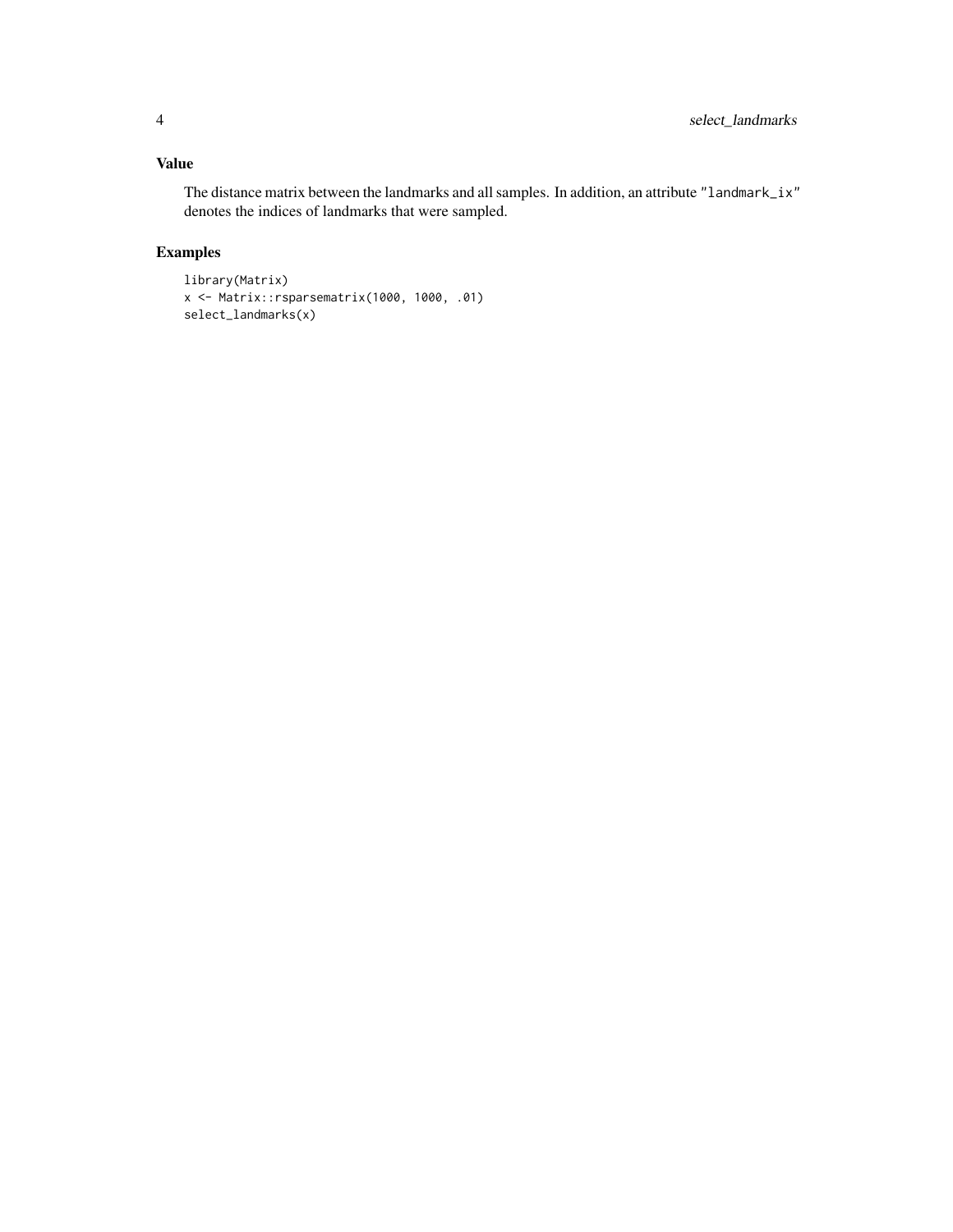## Value

The distance matrix between the landmarks and all samples. In addition, an attribute "landmark_ix" denotes the indices of landmarks that were sampled.

## Examples

```
library(Matrix)
x <- Matrix::rsparsematrix(1000, 1000, .01)
select_landmarks(x)
```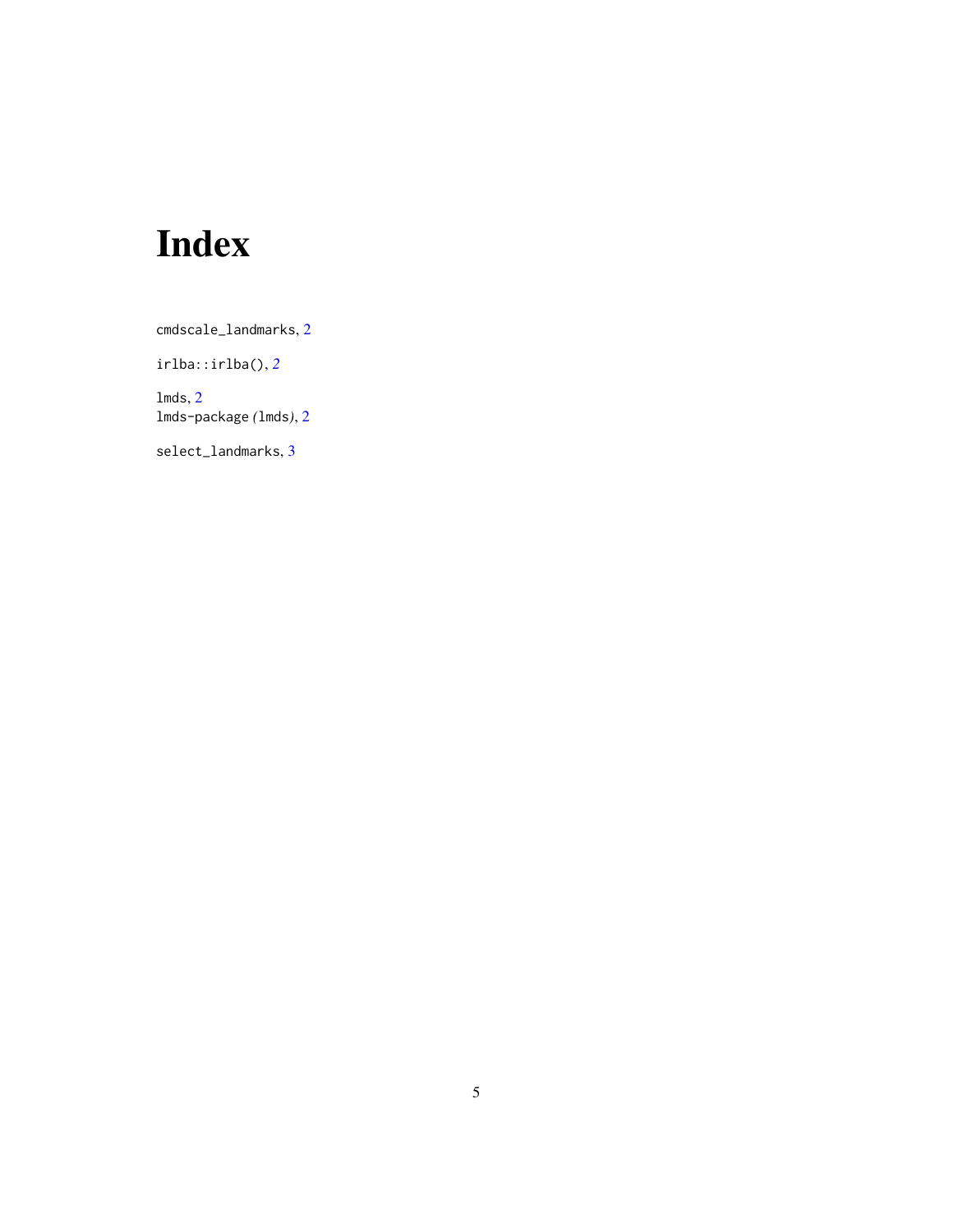# Index

cmdscale_landmarks, 2

irlba::irlba(), *2*

lmds, 2
lmds-package *(*lmds*)*, 2

select_landmarks, 3